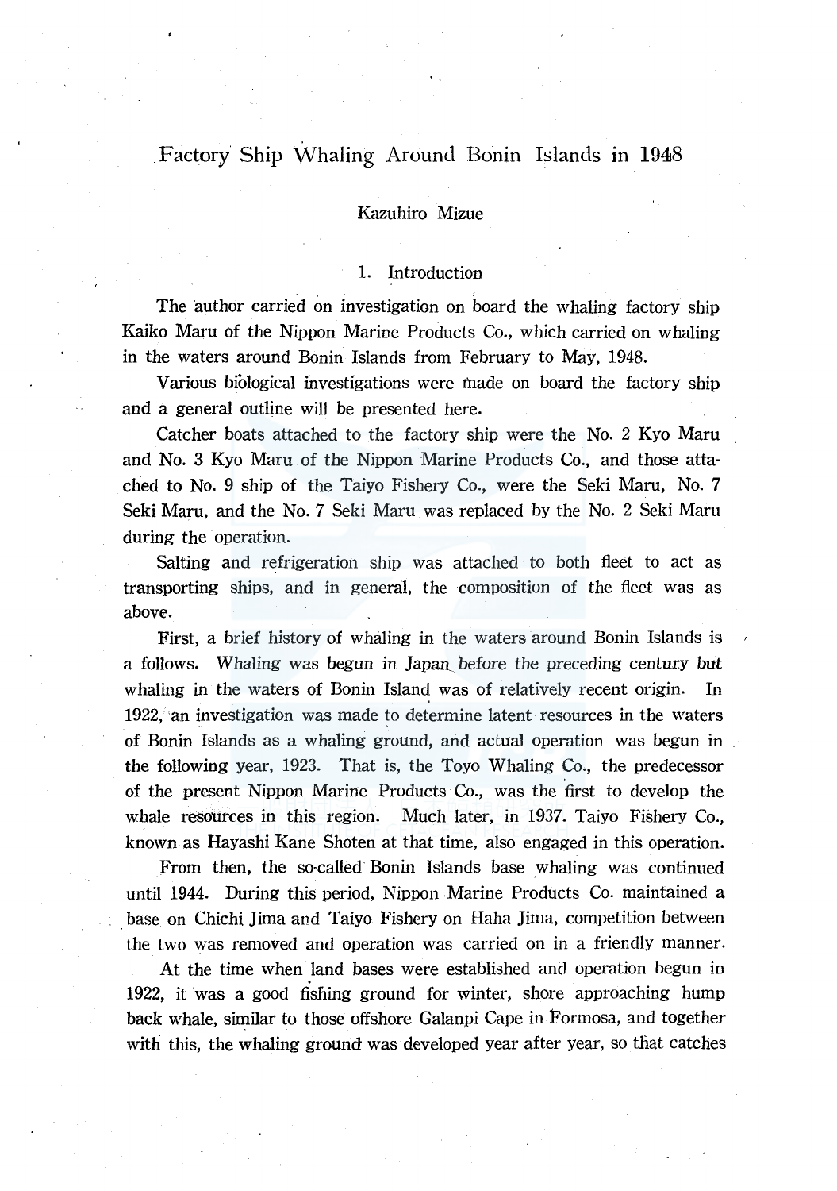# Factory Ship Whaling Around Bonin Islands in 1948

Kazuhiro Mizue

## 1. Introduction

The author carried on investigation on board the whaling factory ship Kaiko Maru of the Nippon Marine Products Co., which carried on whaling in the waters around Bonin Islands from February to May, 1948.

Various biological investigations were made on board the factory ship and a general outline will be presented here.

Catcher boats attached to the factory ship were the No. 2 Kyo Maru and No. 3 Kyo Maru of the Nippon Marine Products Co., and those attached to No. 9 ship of the Taiyo Fishery Co., were the Seki Maru, No. 7 Seki Maru, and the No. 7 Seki Maru was replaced by the No. 2 Seki Maru during the operation.

Salting and refrigeration ship was attached to both fleet to act as transporting ships, and in general, the composition of the fleet was as above.

First, a brief history of whaling in the waters around Bonin Islands is a follows. Whaling was begun in Japan before the preceding century but whaling in the waters of Bonin Island was of relatively recent origin. In 1922, an investigation was made to determine latent resources in the waters of Bonin Islands as a whaling ground, and actual operation was begun in the following year, 1923. That is, the Toyo Whaling Co., the predecessor of the present Nippon Marine Products Co., was the first to develop the whale resources in this region. Much later, in 1937. Taiyo Fishery Co., known as Hayashi Kane Shoten at that time, also engaged in this operation.

From then, the so-called Bonin Islands base whaling was continued until 1944. During this period, Nippon Marine Products Co. maintained a base on Chichi Jima and Taiyo Fishery on Haha Jima, competition between the two was removed and operation was carried on in a friendly manner.

At the time when land bases were established and operation begun in 1922, it was a good fishing ground for winter, shore approaching hump back whale, similar to those offshore Galanpi Cape in Formosa, and together with this, the whaling ground was developed year after year, so that catches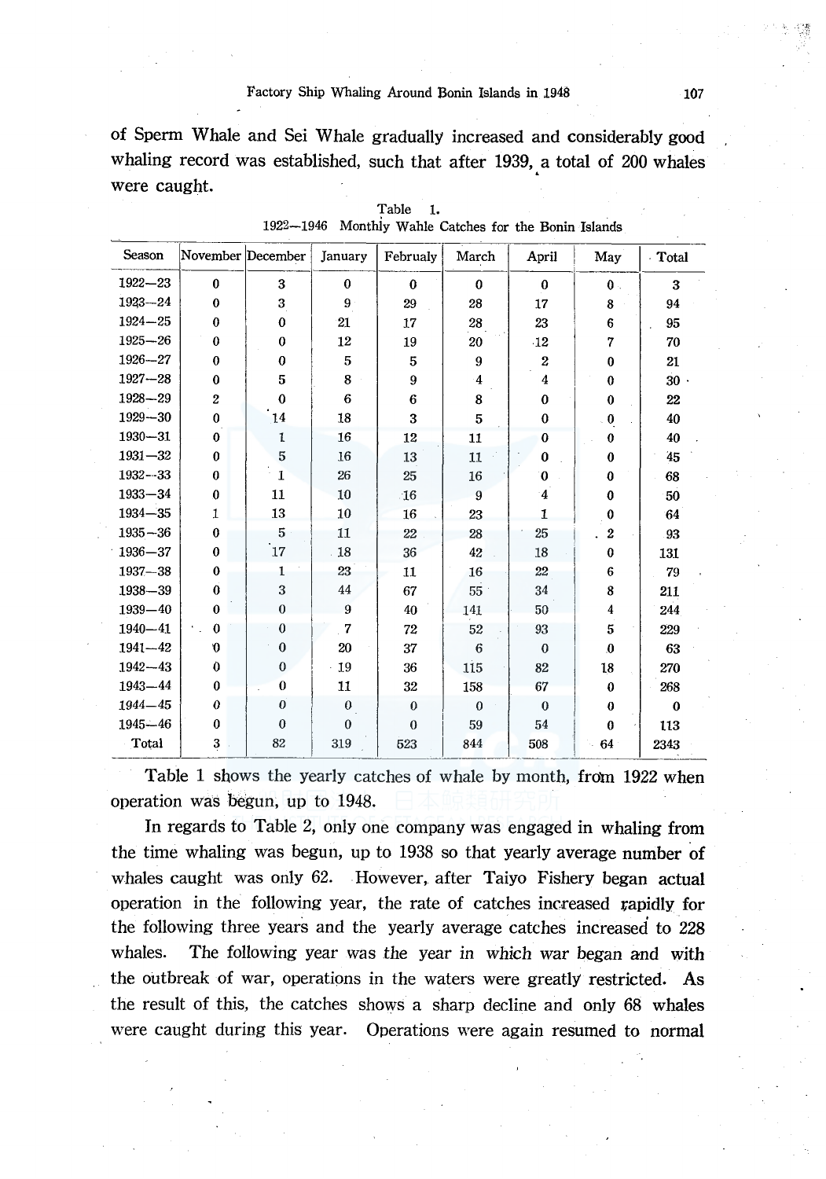of Sperm Whale and Sei Whale gradually increased and considerably good whaling record was established, such that after 1939, a total of 200 whales were caught.

Table 1.
1922—1946 Monthly Wahle Catches for the Bonin Islands

| Season | November | December | January | Februaly | March | April | May | Total |
|---|---|---|---|---|---|---|---|---|
| 1922—23 | 0 | 3 | 0 | 0 | 0 | 0 | 0 | 3 |
| 1923—24 | 0 | 3 | 9 | 29 | 28 | 17 | 8 | 94 |
| 1924—25 | 0 | 0 | 21 | 17 | 28 | 23 | 6 | 95 |
| 1925—26 | 0 | 0 | 12 | 19 | 20 | 12 | 7 | 70 |
| 1926—27 | 0 | 0 | 5 | 5 | 9 | 2 | 0 | 21 |
| 1927—28 | 0 | 5 | 8 | 9 | 4 | 4 | 0 | 30 |
| 1928—29 | 2 | 0 | 6 | 6 | 8 | 0 | 0 | 22 |
| 1929—30 | 0 | 14 | 18 | 3 | 5 | 0 | 0 | 40 |
| 1930—31 | 0 | 1 | 16 | 12 | 11 | 0 | 0 | 40 |
| 1931—32 | 0 | 5 | 16 | 13 | 11 | 0 | 0 | 45 |
| 1932—33 | 0 | 1 | 26 | 25 | 16 | 0 | 0 | 68 |
| 1933—34 | 0 | 11 | 10 | 16 | 9 | 4 | 0 | 50 |
| 1934—35 | 1 | 13 | 10 | 16 | 23 | 1 | 0 | 64 |
| 1935—36 | 0 | 5 | 11 | 22 | 28 | 25 | 2 | 93 |
| 1936—37 | 0 | 17 | 18 | 36 | 42 | 18 | 0 | 131 |
| 1937—38 | 0 | 1 | 23 | 11 | 16 | 22 | 6 | 79 |
| 1938—39 | 0 | 3 | 44 | 67 | 55 | 34 | 8 | 211 |
| 1939—40 | 0 | 0 | 9 | 40 | 141 | 50 | 4 | 244 |
| 1940—41 | 0 | 0 | 7 | 72 | 52 | 93 | 5 | 229 |
| 1941—42 | 0 | 0 | 20 | 37 | 6 | 0 | 0 | 63 |
| 1942—43 | 0 | 0 | 19 | 36 | 115 | 82 | 18 | 270 |
| 1943—44 | 0 | 0 | 11 | 32 | 158 | 67 | 0 | 268 |
| 1944—45 | 0 | 0 | 0 | 0 | 0 | 0 | 0 | 0 |
| 1945—46 | 0 | 0 | 0 | 0 | 59 | 54 | 0 | 113 |
| Total | 3 | 82 | 319 | 523 | 844 | 508 | 64 | 2343 |

Table 1 shows the yearly catches of whale by month, from 1922 when operation was begun, up to 1948.

In regards to Table 2, only one company was engaged in whaling from the time whaling was begun, up to 1938 so that yearly average number of whales caught was only 62. However, after Taiyo Fishery began actual operation in the following year, the rate of catches increased rapidly for the following three years and the yearly average catches increased to 228 whales. The following year was the year in which war began and with the outbreak of war, operations in the waters were greatly restricted. As the result of this, the catches shows a sharp decline and only 68 whales were caught during this year. Operations were again resumed to normal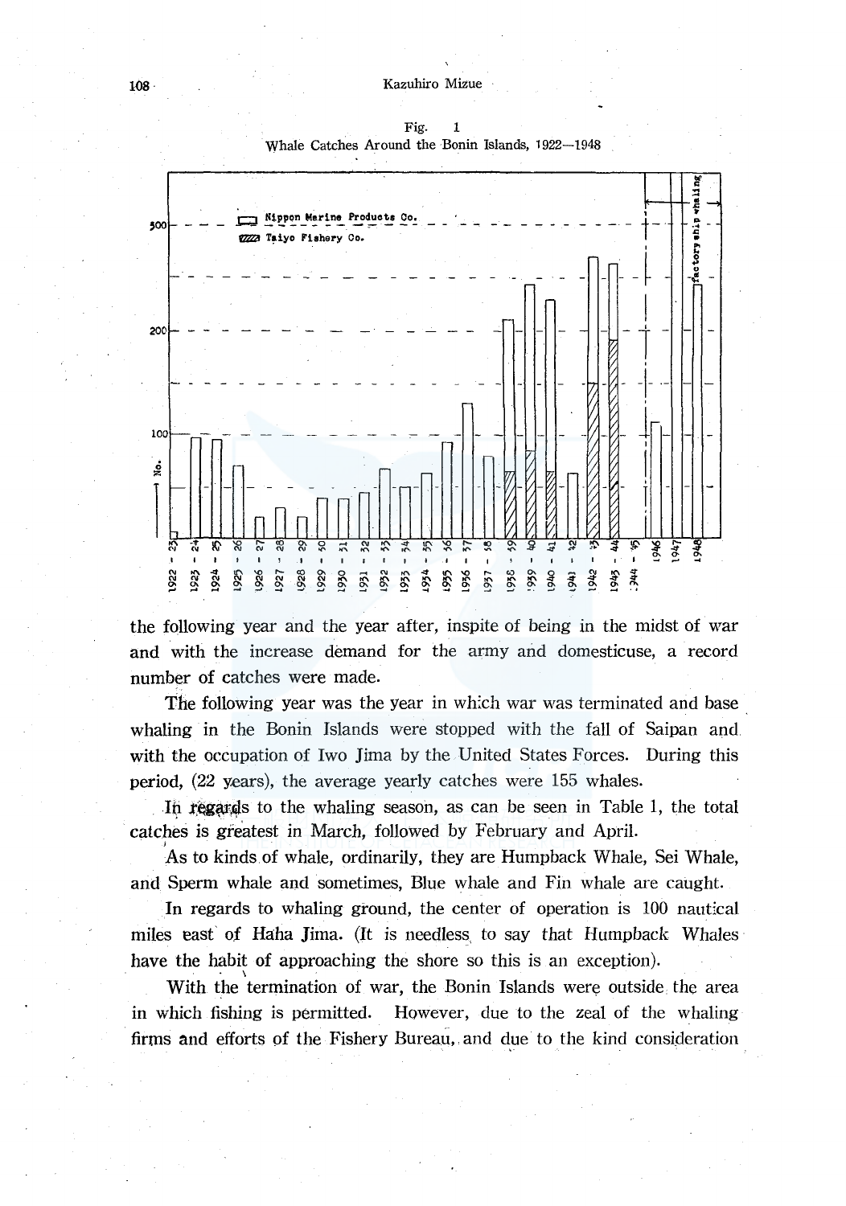Fig. 1
Whale Catches Around the Bonin Islands, 1922—1948

the following year and the year after, inspite of being in the midst of war and with the increase demand for the army and domesticuse, a record number of catches were made.

The following year was the year in which war was terminated and base whaling in the Bonin Islands were stopped with the fall of Saipan and with the occupation of Iwo Jima by the United States Forces. During this period, (22 years), the average yearly catches were 155 whales.

In regards to the whaling season, as can be seen in Table 1, the total catches is greatest in March, followed by February and April.

As to kinds of whale, ordinarily, they are Humpback Whale, Sei Whale, and Sperm whale and sometimes, Blue whale and Fin whale are caught.

In regards to whaling ground, the center of operation is 100 nautical miles east of Haha Jima. (It is needless to say that Humpback Whales have the habit of approaching the shore so this is an exception).

With the termination of war, the Bonin Islands were outside the area in which fishing is permitted. However, due to the zeal of the whaling firms and efforts of the Fishery Bureau, and due to the kind consideration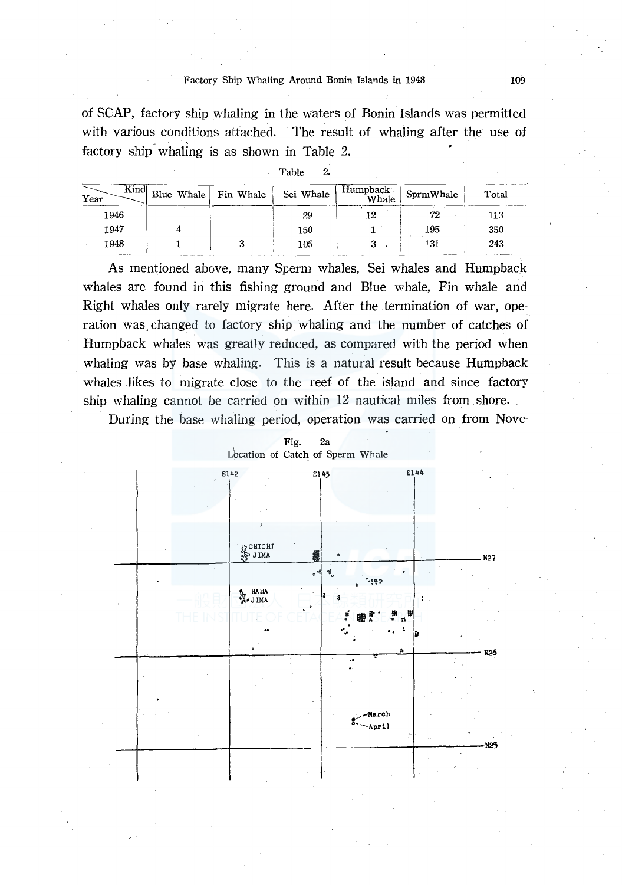of SCAP, factory ship whaling in the waters of Bonin Islands was permitted with various conditions attached. The result of whaling after the use of factory ship whaling is as shown in Table 2.

Table 2.

| Year \ Kind | Blue Whale | Fin Whale | Sei Whale | Humpback Whale | SprmWhale | Total |
|---|---|---|---|---|---|---|
| 1946 | | | 29 | 12 | 72 | 113 |
| 1947 | 4 | | 150 | 1 | 195 | 350 |
| 1948 | 1 | 3 | 105 | 3 | 131 | 243 |

As mentioned above, many Sperm whales, Sei whales and Humpback whales are found in this fishing ground and Blue whale, Fin whale and Right whales only rarely migrate here. After the termination of war, operation was changed to factory ship whaling and the number of catches of Humpback whales was greatly reduced, as compared with the period when whaling was by base whaling. This is a natural result because Humpback whales likes to migrate close to the reef of the island and since factory ship whaling cannot be carried on within 12 nautical miles from shore.

During the base whaling period, operation was carried on from Nove-

Fig. 2a
Location of Catch of Sperm Whale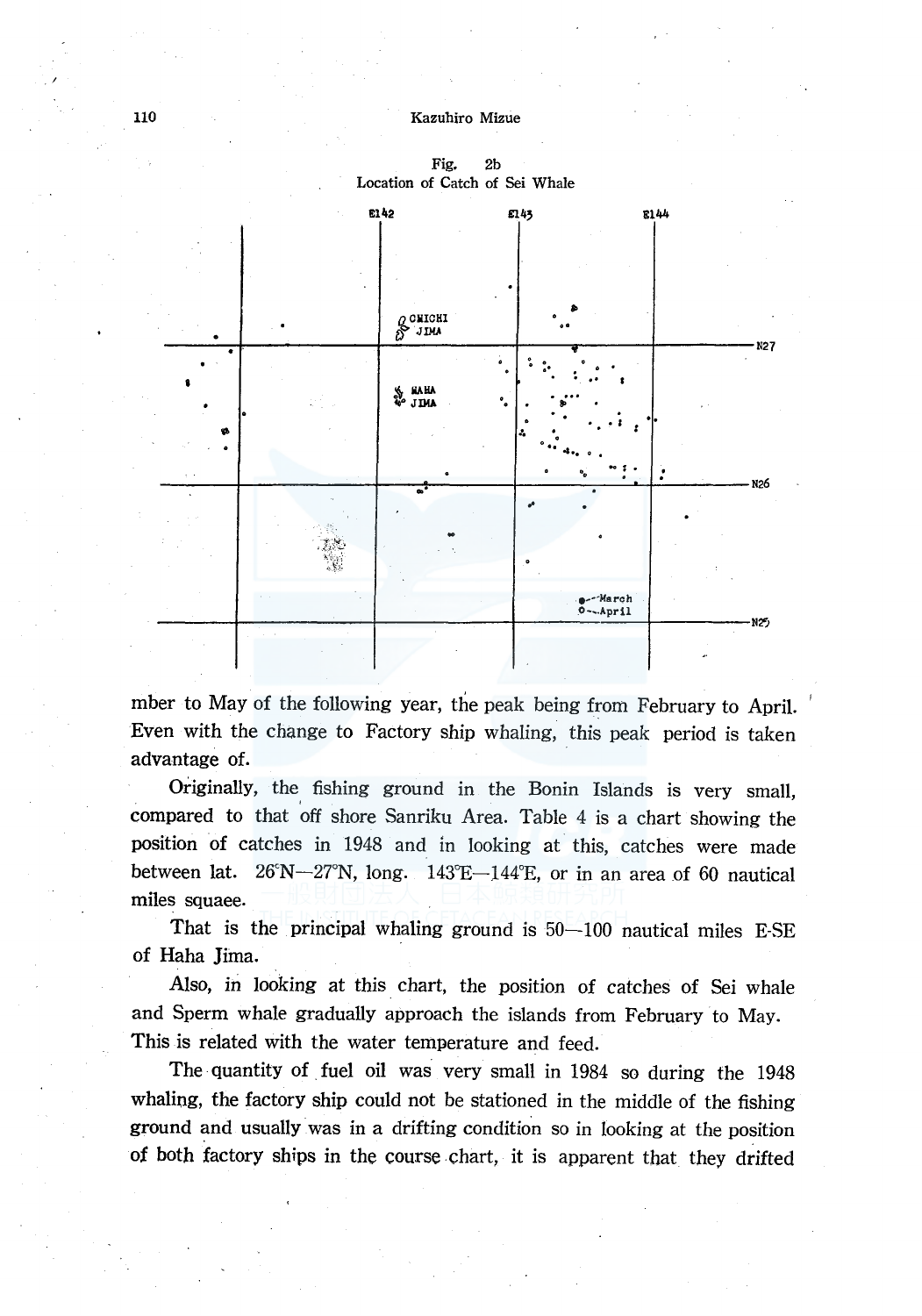Fig. 2b
Location of Catch of Sei Whale

mber to May of the following year, the peak being from February to April. Even with the change to Factory ship whaling, this peak period is taken advantage of.

Originally, the fishing ground in the Bonin Islands is very small, compared to that off shore Sanriku Area. Table 4 is a chart showing the position of catches in 1948 and in looking at this, catches were made between lat. 26°N—27°N, long. 143°E—144°E, or in an area of 60 nautical miles squaee.

That is the principal whaling ground is 50—100 nautical miles E-SE of Haha Jima.

Also, in looking at this chart, the position of catches of Sei whale and Sperm whale gradually approach the islands from February to May. This is related with the water temperature and feed.

The quantity of fuel oil was very small in 1984 so during the 1948 whaling, the factory ship could not be stationed in the middle of the fishing ground and usually was in a drifting condition so in looking at the position of both factory ships in the course chart, it is apparent that they drifted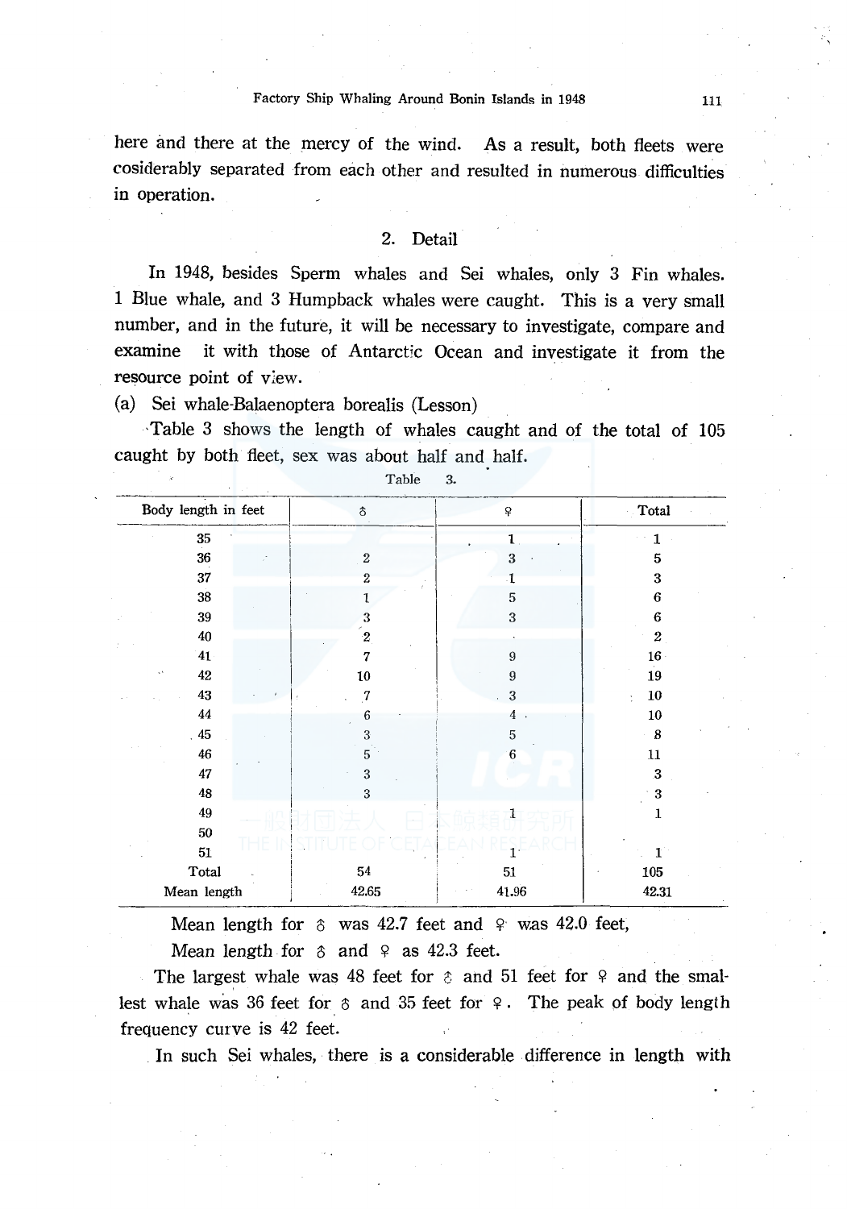here and there at the mercy of the wind. As a result, both fleets were cosiderably separated from each other and resulted in numerous difficulties in operation.

## 2. Detail

In 1948, besides Sperm whales and Sei whales, only 3 Fin whales. 1 Blue whale, and 3 Humpback whales were caught. This is a very small number, and in the future, it will be necessary to investigate, compare and examine it with those of Antarctic Ocean and investigate it from the resource point of view.

(a) Sei whale-Balaenoptera borealis (Lesson)

Table 3 shows the length of whales caught and of the total of 105 caught by both fleet, sex was about half and half.

Table 3.

| Body length in feet | ♂ | ♀ | Total |
|---|---|---|---|
| 35 | | 1 | 1 |
| 36 | 2 | 3 | 5 |
| 37 | 2 | 1 | 3 |
| 38 | 1 | 5 | 6 |
| 39 | 3 | 3 | 6 |
| 40 | 2 | | 2 |
| 41 | 7 | 9 | 16 |
| 42 | 10 | 9 | 19 |
| 43 | 7 | 3 | 10 |
| 44 | 6 | 4 | 10 |
| 45 | 3 | 5 | 8 |
| 46 | 5 | 6 | 11 |
| 47 | 3 | | 3 |
| 48 | 3 | | 3 |
| 49 | | 1 | 1 |
| 50 | | | |
| 51 | | 1 | 1 |
| Total | 54 | 51 | 105 |
| Mean length | 42.65 | 41.96 | 42.31 |

Mean length for ♂ was 42.7 feet and ♀ was 42.0 feet,
Mean length for ♂ and ♀ as 42.3 feet.

The largest whale was 48 feet for ♂ and 51 feet for ♀ and the smallest whale was 36 feet for ♂ and 35 feet for ♀. The peak of body length frequency curve is 42 feet.

In such Sei whales, there is a considerable difference in length with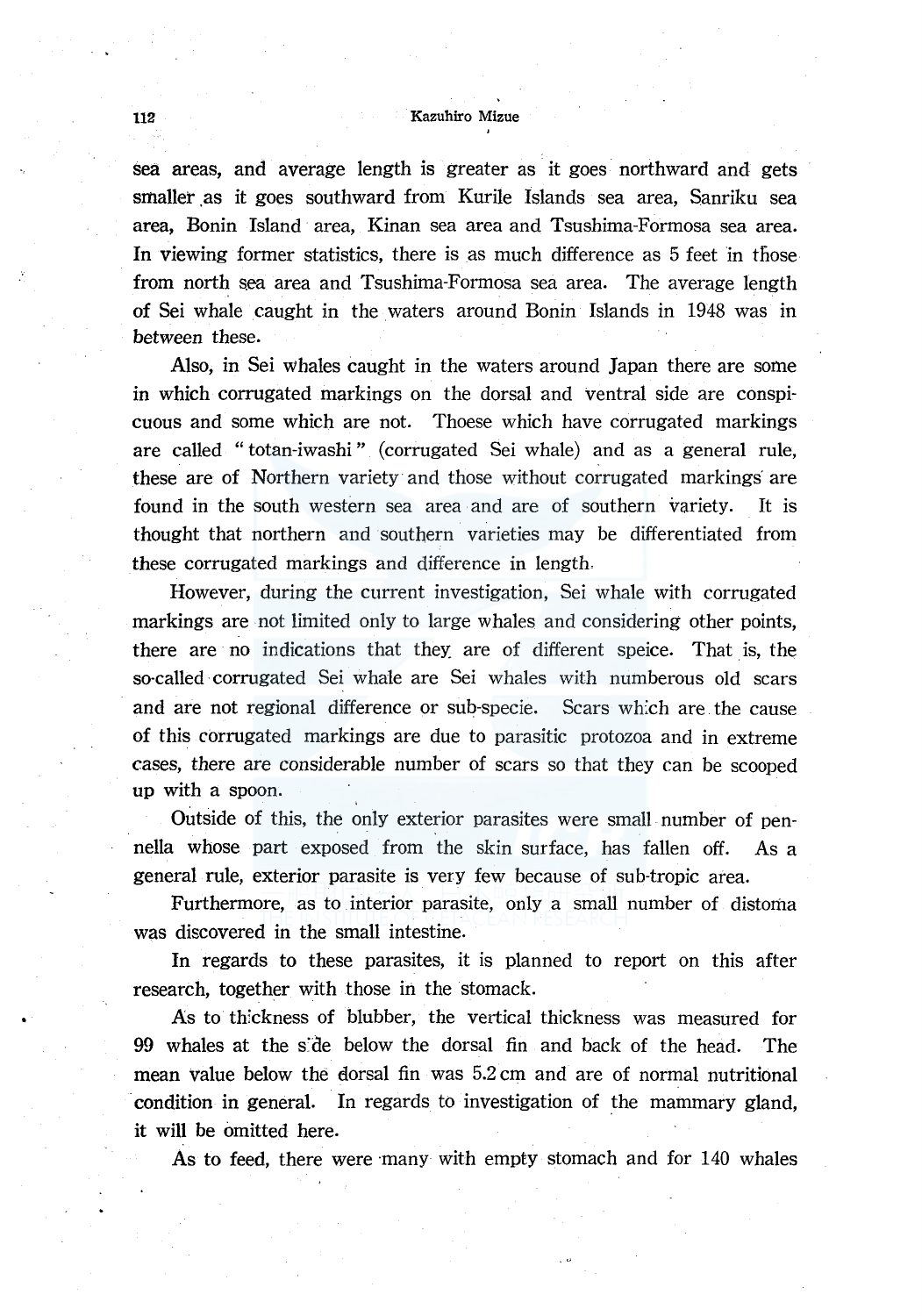sea areas, and average length is greater as it goes northward and gets smaller as it goes southward from Kurile Islands sea area, Sanriku sea area, Bonin Island area, Kinan sea area and Tsushima-Formosa sea area. In viewing former statistics, there is as much difference as 5 feet in those from north sea area and Tsushima-Formosa sea area. The average length of Sei whale caught in the waters around Bonin Islands in 1948 was in between these.

Also, in Sei whales caught in the waters around Japan there are some in which corrugated markings on the dorsal and ventral side are conspicuous and some which are not. Thoese which have corrugated markings are called "totan-iwashi" (corrugated Sei whale) and as a general rule, these are of Northern variety and those without corrugated markings are found in the south western sea area and are of southern variety. It is thought that northern and southern varieties may be differentiated from these corrugated markings and difference in length.

However, during the current investigation, Sei whale with corrugated markings are not limited only to large whales and considering other points, there are no indications that they are of different speice. That is, the so-called corrugated Sei whale are Sei whales with numberous old scars and are not regional difference or sub-specie. Scars which are the cause of this corrugated markings are due to parasitic protozoa and in extreme cases, there are considerable number of scars so that they can be scooped up with a spoon.

Outside of this, the only exterior parasites were small number of pennella whose part exposed from the skin surface, has fallen off. As a general rule, exterior parasite is very few because of sub-tropic area.

Furthermore, as to interior parasite, only a small number of distoma was discovered in the small intestine.

In regards to these parasites, it is planned to report on this after research, together with those in the stomack.

As to thickness of blubber, the vertical thickness was measured for 99 whales at the side below the dorsal fin and back of the head. The mean value below the dorsal fin was 5.2 cm and are of normal nutritional condition in general. In regards to investigation of the mammary gland, it will be omitted here.

As to feed, there were many with empty stomach and for 140 whales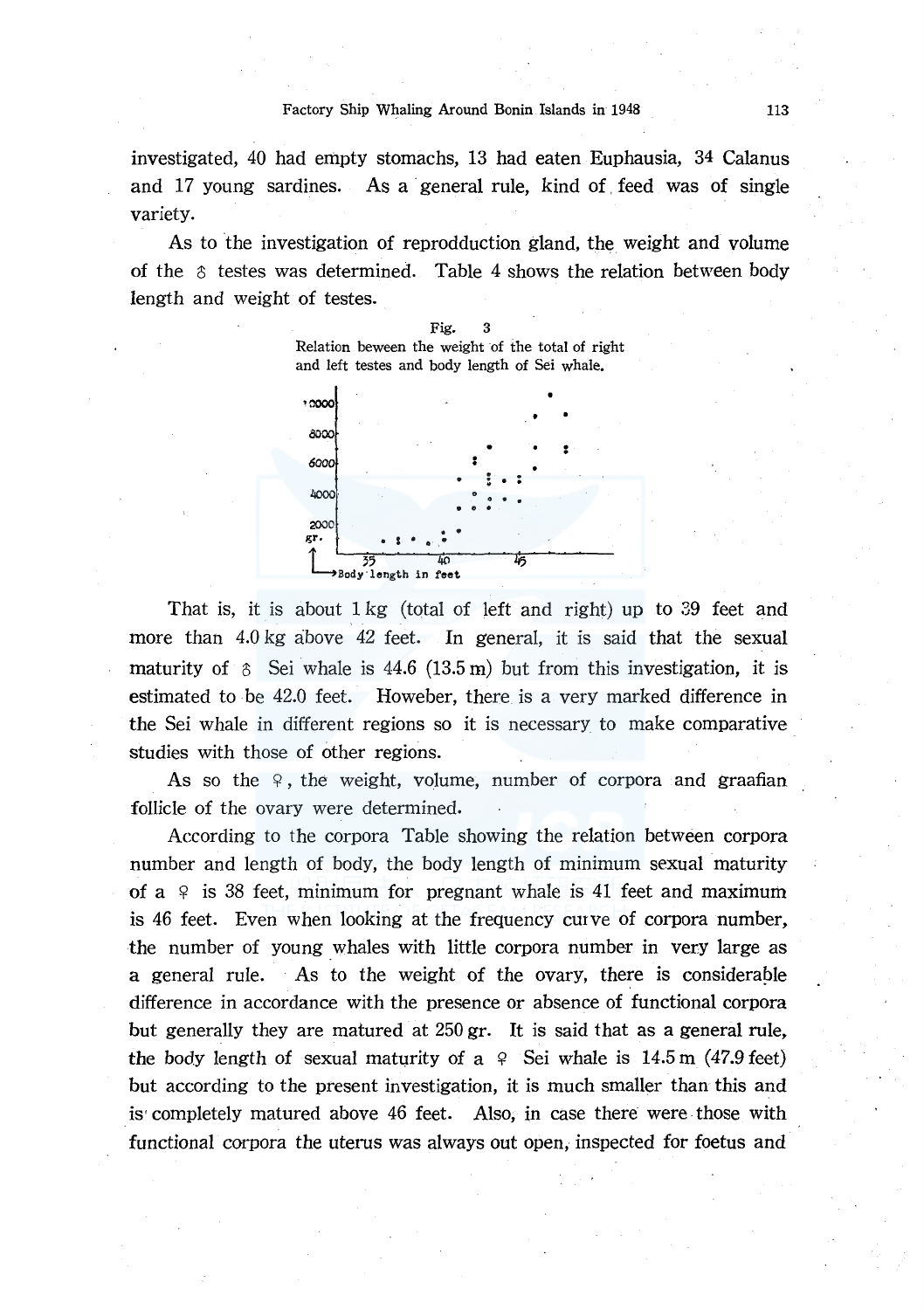investigated, 40 had empty stomachs, 13 had eaten Euphausia, 34 Calanus and 17 young sardines. As a general rule, kind of feed was of single variety.

As to the investigation of reprodduction gland, the weight and volume of the ♂ testes was determined. Table 4 shows the relation between body length and weight of testes.

Fig. 3
Relation beween the weight of the total of right and left testes and body length of Sei whale.

That is, it is about 1 kg (total of left and right) up to 39 feet and more than 4.0 kg above 42 feet. In general, it is said that the sexual maturity of ♂ Sei whale is 44.6 (13.5 m) but from this investigation, it is estimated to be 42.0 feet. Howeber, there is a very marked difference in the Sei whale in different regions so it is necessary to make comparative studies with those of other regions.

As so the ♀, the weight, volume, number of corpora and graafian follicle of the ovary were determined.

According to the corpora Table showing the relation between corpora number and length of body, the body length of minimum sexual maturity of a ♀ is 38 feet, minimum for pregnant whale is 41 feet and maximum is 46 feet. Even when looking at the frequency curve of corpora number, the number of young whales with little corpora number in very large as a general rule. As to the weight of the ovary, there is considerable difference in accordance with the presence or absence of functional corpora but generally they are matured at 250 gr. It is said that as a general rule, the body length of sexual maturity of a ♀ Sei whale is 14.5 m (47.9 feet) but according to the present investigation, it is much smaller than this and is completely matured above 46 feet. Also, in case there were those with functional corpora the uterus was always out open, inspected for foetus and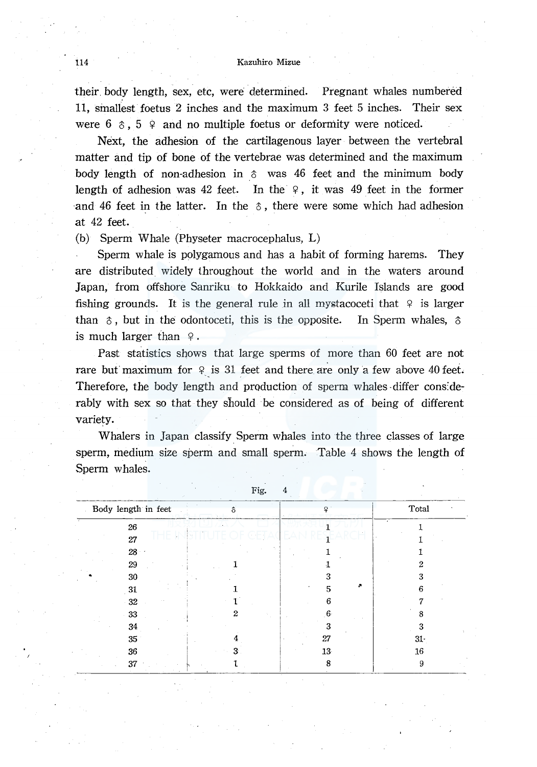their body length, sex, etc, were determined. Pregnant whales numbered 11, smallest foetus 2 inches and the maximum 3 feet 5 inches. Their sex were 6 ♂, 5 ♀ and no multiple foetus or deformity were noticed.

Next, the adhesion of the cartilagenous layer between the vertebral matter and tip of bone of the vertebrae was determined and the maximum body length of non-adhesion in ♂ was 46 feet and the minimum body length of adhesion was 42 feet. In the ♀, it was 49 feet in the former and 46 feet in the latter. In the ♂, there were some which had adhesion at 42 feet.

(b) Sperm Whale (Physeter macrocephalus, L)

Sperm whale is polygamous and has a habit of forming harems. They are distributed widely throughout the world and in the waters around Japan, from offshore Sanriku to Hokkaido and Kurile Islands are good fishing grounds. It is the general rule in all mystacoceti that ♀ is larger than ♂, but in the odontoceti, this is the opposite. In Sperm whales, ♂ is much larger than ♀.

Past statistics shows that large sperms of more than 60 feet are not rare but maximum for ♀ is 31 feet and there are only a few above 40 feet. Therefore, the body length and production of sperm whales differ considerably with sex so that they should be considered as of being of different variety.

Whalers in Japan classify Sperm whales into the three classes of large sperm, medium size sperm and small sperm. Table 4 shows the length of Sperm whales.

Fig. 4

| Body length in feet | ♂ | ♀ | Total |
|---|---|---|---|
| 26 | | 1 | 1 |
| 27 | | 1 | 1 |
| 28 | | 1 | 1 |
| 29 | 1 | 1 | 2 |
| 30 | | 3 | 3 |
| 31 | 1 | 5 | 6 |
| 32 | 1 | 6 | 7 |
| 33 | 2 | 6 | 8 |
| 34 | | 3 | 3 |
| 35 | 4 | 27 | 31 |
| 36 | 3 | 13 | 16 |
| 37 | 1 | 8 | 9 |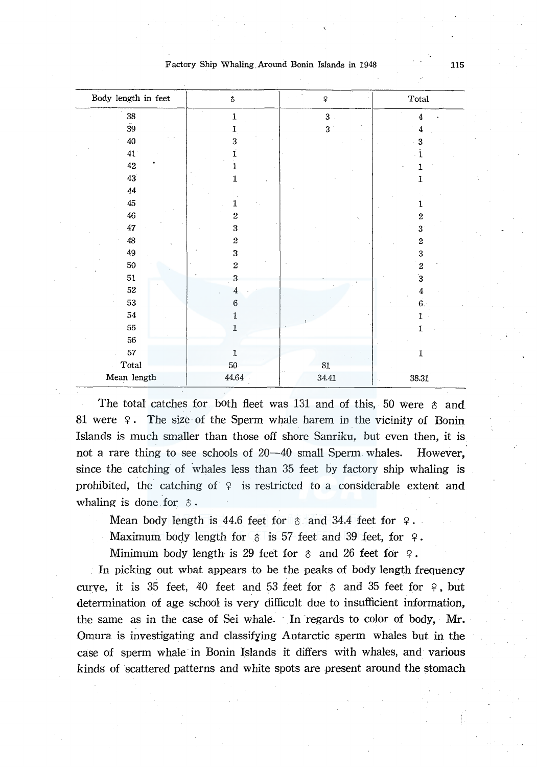| Body length in feet | ♂ | ♀ | Total |
|---|---|---|---|
| 38 | 1 | 3 | 4 |
| 39 | 1 | 3 | 4 |
| 40 | 3 | | 3 |
| 41 | 1 | | 1 |
| 42 | 1 | | 1 |
| 43 | 1 | | 1 |
| 44 | | | |
| 45 | 1 | | 1 |
| 46 | 2 | | 2 |
| 47 | 3 | | 3 |
| 48 | 2 | | 2 |
| 49 | 3 | | 3 |
| 50 | 2 | | 2 |
| 51 | 3 | | 3 |
| 52 | 4 | | 4 |
| 53 | 6 | | 6 |
| 54 | 1 | | 1 |
| 55 | 1 | | 1 |
| 56 | | | |
| 57 | 1 | | 1 |
| Total | 50 | 81 | |
| Mean length | 44.64 | 34.41 | 38.31 |

The total catches for both fleet was 131 and of this, 50 were ♂ and 81 were ♀. The size of the Sperm whale harem in the vicinity of Bonin Islands is much smaller than those off shore Sanriku, but even then, it is not a rare thing to see schools of 20—40 small Sperm whales. However, since the catching of whales less than 35 feet by factory ship whaling is prohibited, the catching of ♀ is restricted to a considerable extent and whaling is done for ♂.

Mean body length is 44.6 feet for ♂ and 34.4 feet for ♀.

Maximum body length for ♂ is 57 feet and 39 feet, for ♀.

Minimum body length is 29 feet for ♂ and 26 feet for ♀.

In picking out what appears to be the peaks of body length frequency curve, it is 35 feet, 40 feet and 53 feet for ♂ and 35 feet for ♀, but determination of age school is very difficult due to insufficient information, the same as in the case of Sei whale. In regards to color of body, Mr. Omura is investigating and classifying Antarctic sperm whales but in the case of sperm whale in Bonin Islands it differs with whales, and various kinds of scattered patterns and white spots are present around the stomach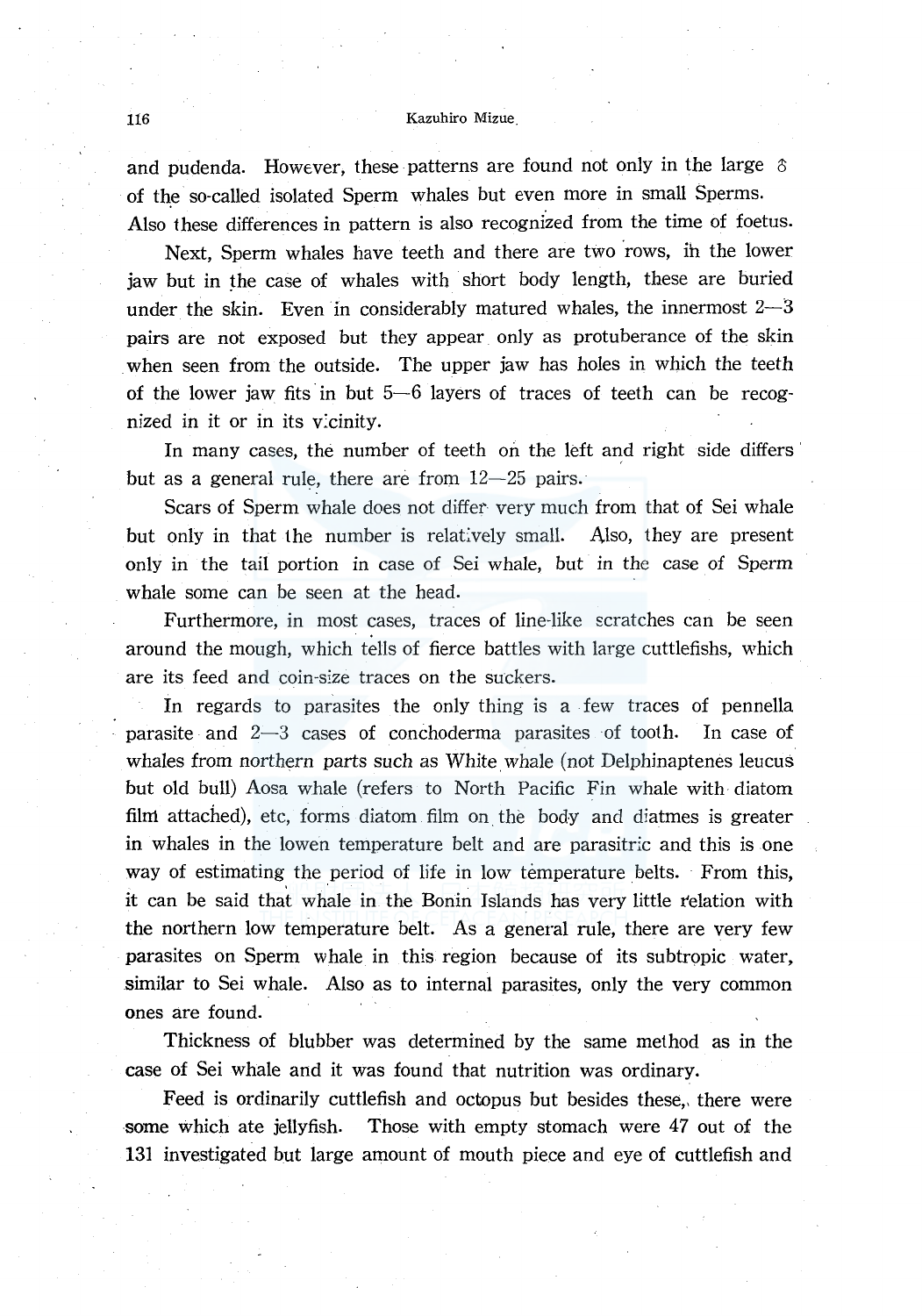and pudenda. However, these patterns are found not only in the large ♂ of the so-called isolated Sperm whales but even more in small Sperms. Also these differences in pattern is also recognized from the time of foetus.

Next, Sperm whales have teeth and there are two rows, in the lower jaw but in the case of whales with short body length, these are buried under the skin. Even in considerably matured whales, the innermost 2—3 pairs are not exposed but they appear only as protuberance of the skin when seen from the outside. The upper jaw has holes in which the teeth of the lower jaw fits in but 5—6 layers of traces of teeth can be recognized in it or in its vicinity.

In many cases, the number of teeth on the left and right side differs but as a general rule, there are from 12—25 pairs.

Scars of Sperm whale does not differ very much from that of Sei whale but only in that the number is relatively small. Also, they are present only in the tail portion in case of Sei whale, but in the case of Sperm whale some can be seen at the head.

Furthermore, in most cases, traces of line-like scratches can be seen around the mough, which tells of fierce battles with large cuttlefishs, which are its feed and coin-size traces on the suckers.

In regards to parasites the only thing is a few traces of pennella parasite and 2—3 cases of conchoderma parasites of tooth. In case of whales from northern parts such as White whale (not Delphinaptenes leucus but old bull) Aosa whale (refers to North Pacific Fin whale with diatom film attached), etc, forms diatom film on the body and diatmes is greater in whales in the lowen temperature belt and are parasitric and this is one way of estimating the period of life in low temperature belts. From this, it can be said that whale in the Bonin Islands has very little relation with the northern low temperature belt. As a general rule, there are very few parasites on Sperm whale in this region because of its subtropic water, similar to Sei whale. Also as to internal parasites, only the very common ones are found.

Thickness of blubber was determined by the same method as in the case of Sei whale and it was found that nutrition was ordinary.

Feed is ordinarily cuttlefish and octopus but besides these, there were some which ate jellyfish. Those with empty stomach were 47 out of the 131 investigated but large amount of mouth piece and eye of cuttlefish and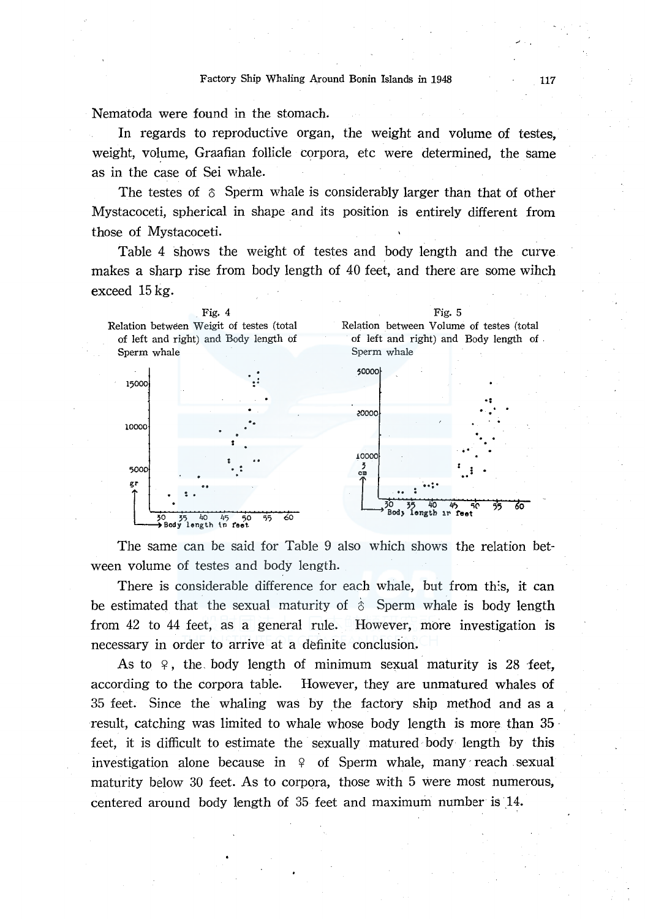Nematoda were found in the stomach.

In regards to reproductive organ, the weight and volume of testes, weight, volume, Graafian follicle corpora, etc were determined, the same as in the case of Sei whale.

The testes of ♂ Sperm whale is considerably larger than that of other Mystacoceti, spherical in shape and its position is entirely different from those of Mystacoceti.

Table 4 shows the weight of testes and body length and the curve makes a sharp rise from body length of 40 feet, and there are some wihch exceed 15 kg.

Fig. 4
Relation between Weigit of testes (total of left and right) and Body length of Sperm whale

Fig. 5
Relation between Volume of testes (total of left and right) and Body length of Sperm whale

The same can be said for Table 9 also which shows the relation between volume of testes and body length.

There is considerable difference for each whale, but from this, it can be estimated that the sexual maturity of ♂ Sperm whale is body length from 42 to 44 feet, as a general rule. However, more investigation is necessary in order to arrive at a definite conclusion.

As to ♀, the body length of minimum sexual maturity is 28 feet, according to the corpora table. However, they are unmatured whales of 35 feet. Since the whaling was by the factory ship method and as a result, catching was limited to whale whose body length is more than 35 feet, it is difficult to estimate the sexually matured body length by this investigation alone because in ♀ of Sperm whale, many reach sexual maturity below 30 feet. As to corpora, those with 5 were most numerous, centered around body length of 35 feet and maximum number is 14.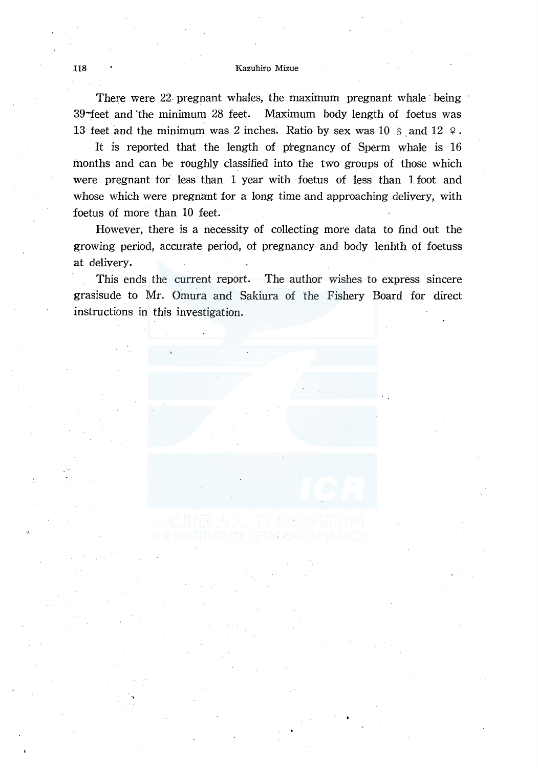There were 22 pregnant whales, the maximum pregnant whale being 39 feet and the minimum 28 feet. Maximum body length of foetus was 13 feet and the minimum was 2 inches. Ratio by sex was 10 ♂ and 12 ♀.

It is reported that the length of pregnancy of Sperm whale is 16 months and can be roughly classified into the two groups of those which were pregnant for less than 1 year with foetus of less than 1 foot and whose which were pregnant for a long time and approaching delivery, with foetus of more than 10 feet.

However, there is a necessity of collecting more data to find out the growing period, accurate period, of pregnancy and body lenhth of foetuss at delivery.

This ends the current report. The author wishes to express sincere grasisude to Mr. Omura and Sakiura of the Fishery Board for direct instructions in this investigation.